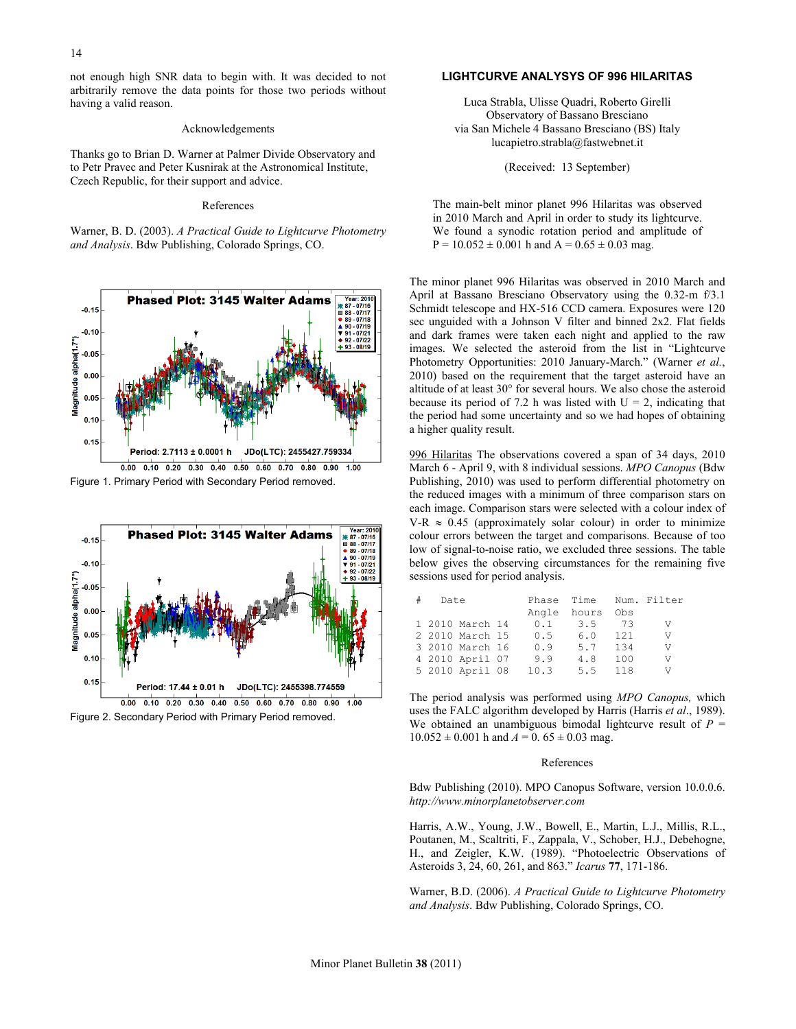not enough high SNR data to begin with. It was decided to not arbitrarily remove the data points for those two periods without having a valid reason.

### Acknowledgements

Thanks go to Brian D. Warner at Palmer Divide Observatory and to Petr Pravec and Peter Kusnirak at the Astronomical Institute, Czech Republic, for their support and advice.

### References

Warner, B. D. (2003). *A Practical Guide to Lightcurve Photometry and Analysis*. Bdw Publishing, Colorado Springs, CO.

Figure 1. Primary Period with Secondary Period removed.

Figure 2. Secondary Period with Primary Period removed.

## LIGHTCURVE ANALYSYS OF 996 HILARITAS

Luca Strabla, Ulisse Quadri, Roberto Girelli
Observatory of Bassano Bresciano
via San Michele 4 Bassano Bresciano (BS) Italy
lucapietro.strabla@fastwebnet.it

(Received: 13 September)

The main-belt minor planet 996 Hilaritas was observed in 2010 March and April in order to study its lightcurve. We found a synodic rotation period and amplitude of P = 10.052 ± 0.001 h and A = 0.65 ± 0.03 mag.

The minor planet 996 Hilaritas was observed in 2010 March and April at Bassano Bresciano Observatory using the 0.32-m f/3.1 Schmidt telescope and HX-516 CCD camera. Exposures were 120 sec unguided with a Johnson V filter and binned 2x2. Flat fields and dark frames were taken each night and applied to the raw images. We selected the asteroid from the list in "Lightcurve Photometry Opportunities: 2010 January-March." (Warner *et al.*, 2010) based on the requirement that the target asteroid have an altitude of at least 30° for several hours. We also chose the asteroid because its period of 7.2 h was listed with U = 2, indicating that the period had some uncertainty and so we had hopes of obtaining a higher quality result.

996 Hilaritas The observations covered a span of 34 days, 2010 March 6 - April 9, with 8 individual sessions. *MPO Canopus* (Bdw Publishing, 2010) was used to perform differential photometry on the reduced images with a minimum of three comparison stars on each image. Comparison stars were selected with a colour index of V-R ≈ 0.45 (approximately solar colour) in order to minimize colour errors between the target and comparisons. Because of too low of signal-to-noise ratio, we excluded three sessions. The table below gives the observing circumstances for the remaining five sessions used for period analysis.

| # | Date | Phase Angle | Time hours | Num. Obs | Filter |
|---|---|---|---|---|---|
| 1 | 2010 March 14 | 0.1 | 3.5 | 73 | V |
| 2 | 2010 March 15 | 0.5 | 6.0 | 121 | V |
| 3 | 2010 March 16 | 0.9 | 5.7 | 134 | V |
| 4 | 2010 April 07 | 9.9 | 4.8 | 100 | V |
| 5 | 2010 April 08 | 10.3 | 5.5 | 118 | V |

The period analysis was performed using *MPO Canopus,* which uses the FALC algorithm developed by Harris (Harris *et al*., 1989). We obtained an unambiguous bimodal lightcurve result of $P$ = 10.052 ± 0.001 h and $A$ = 0. 65 ± 0.03 mag.

### References

Bdw Publishing (2010). MPO Canopus Software, version 10.0.0.6. *http://www.minorplanetobserver.com*

Harris, A.W., Young, J.W., Bowell, E., Martin, L.J., Millis, R.L., Poutanen, M., Scaltriti, F., Zappala, V., Schober, H.J., Debehogne, H., and Zeigler, K.W. (1989). "Photoelectric Observations of Asteroids 3, 24, 60, 261, and 863." *Icarus* **77**, 171-186.

Warner, B.D. (2006). *A Practical Guide to Lightcurve Photometry and Analysis*. Bdw Publishing, Colorado Springs, CO.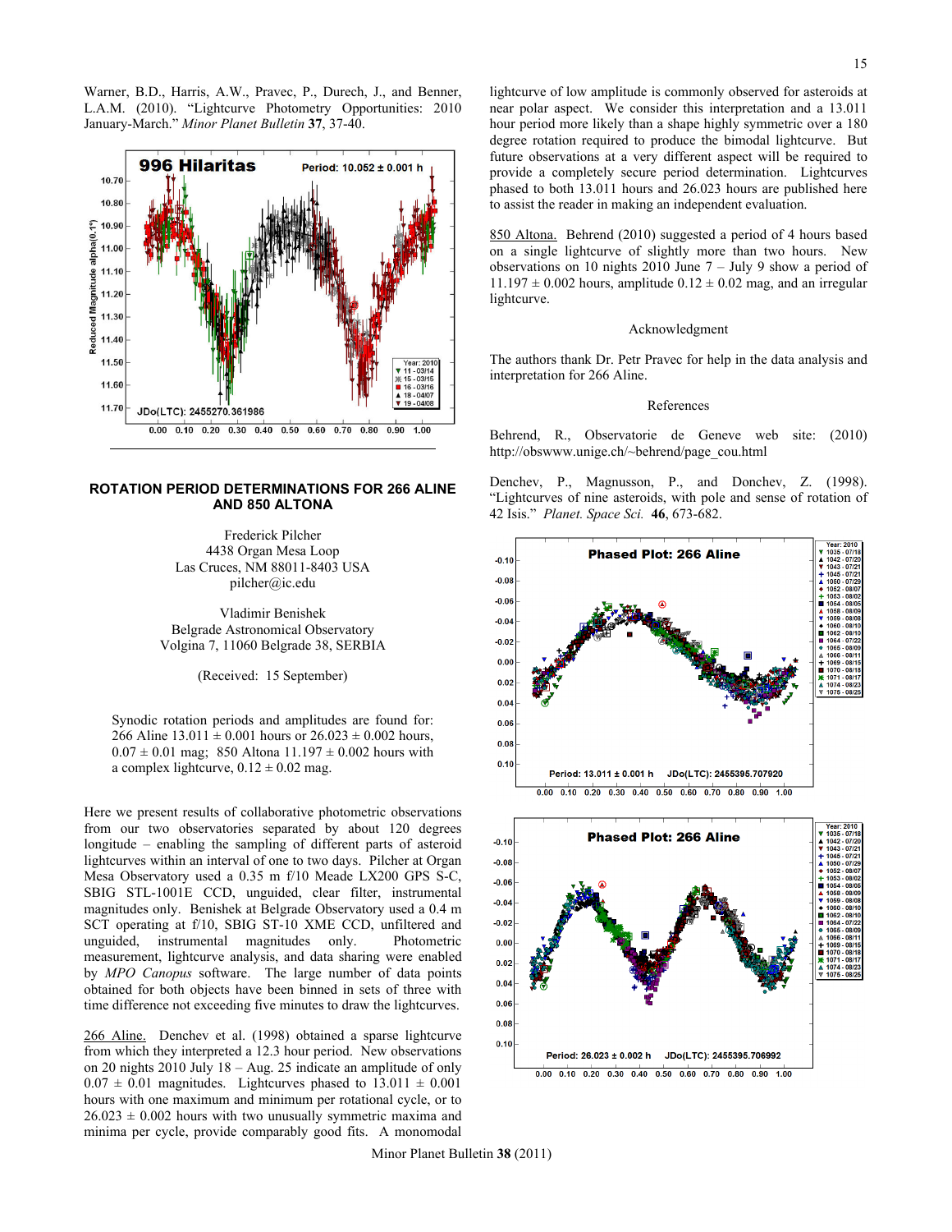Warner, B.D., Harris, A.W., Pravec, P., Durech, J., and Benner, L.A.M. (2010). "Lightcurve Photometry Opportunities: 2010 January-March." *Minor Planet Bulletin* **37**, 37-40.

996 Hilaritas
Period: 10.052 ± 0.001 h
Reduced Magnitude alpha(0.1°)
10.70
10.80
10.90
11.00
11.10
11.20
11.30
11.40
11.50
11.60
11.70
Year: 2010
11 - 03/14
15 - 03/15
16 - 03/16
18 - 04/07
19 - 04/08
JDo(LTC): 2455270.361986
0.00 0.10 0.20 0.30 0.40 0.50 0.60 0.70 0.80 0.90 1.00

## ROTATION PERIOD DETERMINATIONS FOR 266 ALINE AND 850 ALTONA

Frederick Pilcher
4438 Organ Mesa Loop
Las Cruces, NM 88011-8403 USA
pilcher@ic.edu

Vladimir Benishek
Belgrade Astronomical Observatory
Volgina 7, 11060 Belgrade 38, SERBIA

(Received: 15 September)

Synodic rotation periods and amplitudes are found for: 266 Aline 13.011 ± 0.001 hours or 26.023 ± 0.002 hours, 0.07 ± 0.01 mag; 850 Altona 11.197 ± 0.002 hours with a complex lightcurve, 0.12 ± 0.02 mag.

Here we present results of collaborative photometric observations from our two observatories separated by about 120 degrees longitude – enabling the sampling of different parts of asteroid lightcurves within an interval of one to two days. Pilcher at Organ Mesa Observatory used a 0.35 m f/10 Meade LX200 GPS S-C, SBIG STL-1001E CCD, unguided, clear filter, instrumental magnitudes only. Benishek at Belgrade Observatory used a 0.4 m SCT operating at f/10, SBIG ST-10 XME CCD, unfiltered and unguided, instrumental magnitudes only. Photometric measurement, lightcurve analysis, and data sharing were enabled by *MPO Canopus* software. The large number of data points obtained for both objects have been binned in sets of three with time difference not exceeding five minutes to draw the lightcurves.

266 Aline. Denchev et al. (1998) obtained a sparse lightcurve from which they interpreted a 12.3 hour period. New observations on 20 nights 2010 July 18 – Aug. 25 indicate an amplitude of only 0.07 ± 0.01 magnitudes. Lightcurves phased to 13.011 ± 0.001 hours with one maximum and minimum per rotational cycle, or to 26.023 ± 0.002 hours with two unusually symmetric maxima and minima per cycle, provide comparably good fits. A monomodal lightcurve of low amplitude is commonly observed for asteroids at near polar aspect. We consider this interpretation and a 13.011 hour period more likely than a shape highly symmetric over a 180 degree rotation required to produce the bimodal lightcurve. But future observations at a very different aspect will be required to provide a completely secure period determination. Lightcurves phased to both 13.011 hours and 26.023 hours are published here to assist the reader in making an independent evaluation.

850 Altona. Behrend (2010) suggested a period of 4 hours based on a single lightcurve of slightly more than two hours. New observations on 10 nights 2010 June 7 – July 9 show a period of 11.197 ± 0.002 hours, amplitude 0.12 ± 0.02 mag, and an irregular lightcurve.

### Acknowledgment

The authors thank Dr. Petr Pravec for help in the data analysis and interpretation for 266 Aline.

### References

Behrend, R., Observatorie de Geneve web site: (2010) http://obswww.unige.ch/~behrend/page_cou.html

Denchev, P., Magnusson, P., and Donchev, Z. (1998). "Lightcurves of nine asteroids, with pole and sense of rotation of 42 Isis." *Planet. Space Sci.* **46**, 673-682.

Phased Plot: 266 Aline
Period: 13.011 ± 0.001 h JDo(LTC): 2455395.707920
-0.10
-0.08
-0.06
-0.04
-0.02
0.00
0.02
0.04
0.06
0.08
0.10
0.00 0.10 0.20 0.30 0.40 0.50 0.60 0.70 0.80 0.90 1.00
Year: 2010
1035 - 07/18
1042 - 07/20
1043 - 07/21
1045 - 07/21
1050 - 07/29
1052 - 08/07
1053 - 08/02
1054 - 08/05
1058 - 08/09
1059 - 08/08
1060 - 08/10
1062 - 08/10
1064 - 07/22
1065 - 08/09
1066 - 08/11
1069 - 08/15
1070 - 08/18
1071 - 08/17
1074 - 08/23
1075 - 08/25

Phased Plot: 266 Aline
Period: 26.023 ± 0.002 h JDo(LTC): 2455395.706992
-0.10
-0.08
-0.06
-0.04
-0.02
0.00
0.02
0.04
0.06
0.08
0.10
0.00 0.10 0.20 0.30 0.40 0.50 0.60 0.70 0.80 0.90 1.00
Year: 2010
1035 - 07/18
1042 - 07/20
1043 - 07/21
1045 - 07/21
1050 - 07/29
1052 - 08/07
1053 - 08/02
1054 - 08/05
1058 - 08/09
1059 - 08/08
1060 - 08/10
1062 - 08/10
1064 - 07/22
1065 - 08/09
1066 - 08/11
1069 - 08/15
1070 - 08/18
1071 - 08/17
1074 - 08/23
1075 - 08/25